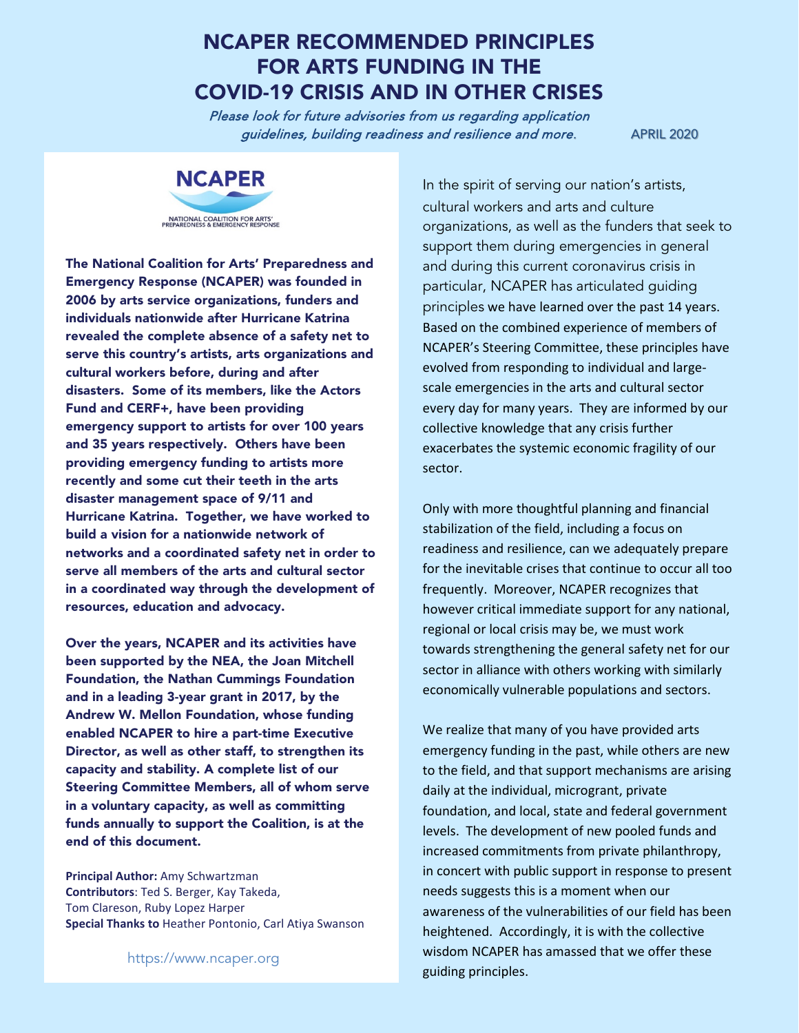# NCAPER RECOMMENDED PRINCIPLES FOR ARTS FUNDING IN THE COVID-19 CRISIS AND IN OTHER CRISES

*Please look for future advisories from us regarding application guidelines, building readiness and resilience and more.*

APRIL 2020

NCAPER

NATIONAL COALITION FOR ARTS' PREPAREDNESS & EMERGENCY RESPONSE

**The National Coalition for Arts' Preparedness and Emergency Response (NCAPER) was founded in 2006 by arts service organizations, funders and individuals nationwide after Hurricane Katrina revealed the complete absence of a safety net to serve this country's artists, arts organizations and cultural workers before, during and after disasters. Some of its members, like the Actors Fund and CERF+, have been providing emergency support to artists for over 100 years and 35 years respectively. Others have been providing emergency funding to artists more recently and some cut their teeth in the arts disaster management space of 9/11 and Hurricane Katrina. Together, we have worked to build a vision for a nationwide network of networks and a coordinated safety net in order to serve all members of the arts and cultural sector in a coordinated way through the development of resources, education and advocacy.**

**Over the years, NCAPER and its activities have been supported by the NEA, the Joan Mitchell Foundation, the Nathan Cummings Foundation and in a leading 3-year grant in 2017, by the Andrew W. Mellon Foundation, whose funding enabled NCAPER to hire a part-time Executive Director, as well as other staff, to strengthen its capacity and stability. A complete list of our Steering Committee Members, all of whom serve in a voluntary capacity, as well as committing funds annually to support the Coalition, is at the end of this document.**

**Principal Author:** Amy Schwartzman
**Contributors**: Ted S. Berger, Kay Takeda, Tom Clareson, Ruby Lopez Harper
**Special Thanks to** Heather Pontonio, Carl Atiya Swanson

https://www.ncaper.org

In the spirit of serving our nation's artists, cultural workers and arts and culture organizations, as well as the funders that seek to support them during emergencies in general and during this current coronavirus crisis in particular, NCAPER has articulated guiding principles we have learned over the past 14 years. Based on the combined experience of members of NCAPER's Steering Committee, these principles have evolved from responding to individual and large-scale emergencies in the arts and cultural sector every day for many years. They are informed by our collective knowledge that any crisis further exacerbates the systemic economic fragility of our sector.

Only with more thoughtful planning and financial stabilization of the field, including a focus on readiness and resilience, can we adequately prepare for the inevitable crises that continue to occur all too frequently. Moreover, NCAPER recognizes that however critical immediate support for any national, regional or local crisis may be, we must work towards strengthening the general safety net for our sector in alliance with others working with similarly economically vulnerable populations and sectors.

We realize that many of you have provided arts emergency funding in the past, while others are new to the field, and that support mechanisms are arising daily at the individual, microgrant, private foundation, and local, state and federal government levels. The development of new pooled funds and increased commitments from private philanthropy, in concert with public support in response to present needs suggests this is a moment when our awareness of the vulnerabilities of our field has been heightened. Accordingly, it is with the collective wisdom NCAPER has amassed that we offer these guiding principles.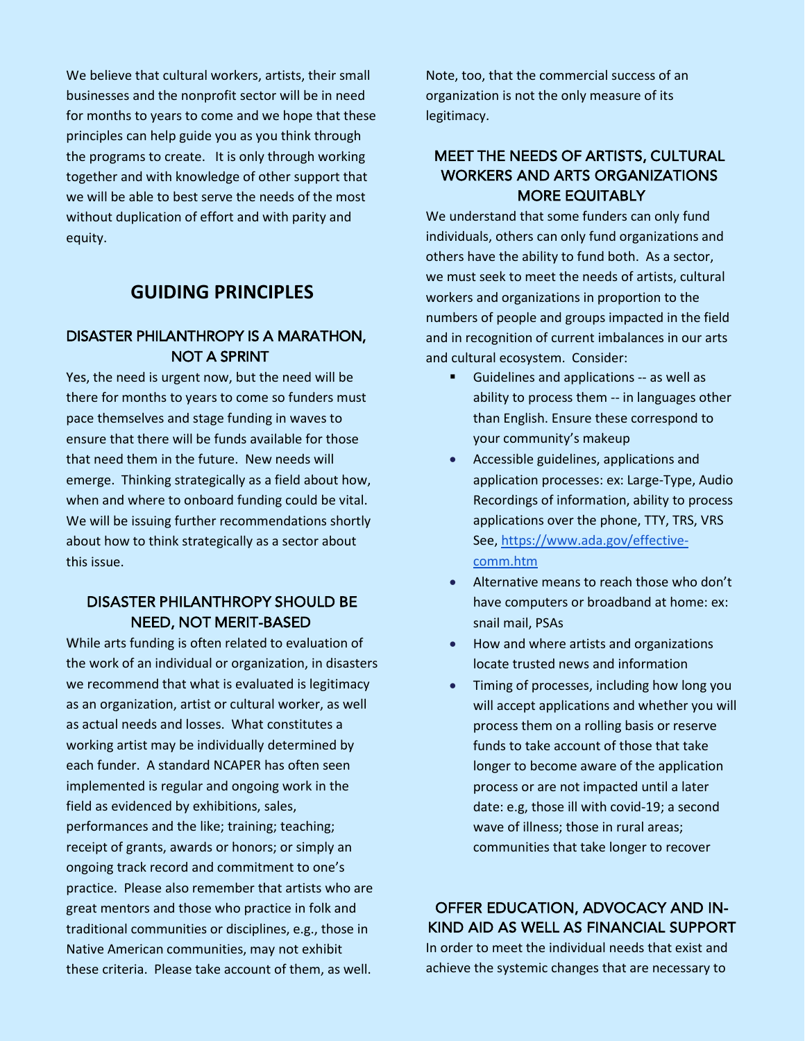We believe that cultural workers, artists, their small businesses and the nonprofit sector will be in need for months to years to come and we hope that these principles can help guide you as you think through the programs to create. It is only through working together and with knowledge of other support that we will be able to best serve the needs of the most without duplication of effort and with parity and equity.

## GUIDING PRINCIPLES

### DISASTER PHILANTHROPY IS A MARATHON, NOT A SPRINT

Yes, the need is urgent now, but the need will be there for months to years to come so funders must pace themselves and stage funding in waves to ensure that there will be funds available for those that need them in the future. New needs will emerge. Thinking strategically as a field about how, when and where to onboard funding could be vital. We will be issuing further recommendations shortly about how to think strategically as a sector about this issue.

### DISASTER PHILANTHROPY SHOULD BE NEED, NOT MERIT-BASED

While arts funding is often related to evaluation of the work of an individual or organization, in disasters we recommend that what is evaluated is legitimacy as an organization, artist or cultural worker, as well as actual needs and losses. What constitutes a working artist may be individually determined by each funder. A standard NCAPER has often seen implemented is regular and ongoing work in the field as evidenced by exhibitions, sales, performances and the like; training; teaching; receipt of grants, awards or honors; or simply an ongoing track record and commitment to one's practice. Please also remember that artists who are great mentors and those who practice in folk and traditional communities or disciplines, e.g., those in Native American communities, may not exhibit these criteria. Please take account of them, as well. Note, too, that the commercial success of an organization is not the only measure of its legitimacy.

### MEET THE NEEDS OF ARTISTS, CULTURAL WORKERS AND ARTS ORGANIZATIONS MORE EQUITABLY

We understand that some funders can only fund individuals, others can only fund organizations and others have the ability to fund both. As a sector, we must seek to meet the needs of artists, cultural workers and organizations in proportion to the numbers of people and groups impacted in the field and in recognition of current imbalances in our arts and cultural ecosystem. Consider:

- Guidelines and applications -- as well as ability to process them -- in languages other than English. Ensure these correspond to your community's makeup
- Accessible guidelines, applications and application processes: ex: Large-Type, Audio Recordings of information, ability to process applications over the phone, TTY, TRS, VRS See, [https://www.ada.gov/effective-comm.htm](https://www.ada.gov/effective-comm.htm)
- Alternative means to reach those who don't have computers or broadband at home: ex: snail mail, PSAs
- How and where artists and organizations locate trusted news and information
- Timing of processes, including how long you will accept applications and whether you will process them on a rolling basis or reserve funds to take account of those that take longer to become aware of the application process or are not impacted until a later date: e.g, those ill with covid-19; a second wave of illness; those in rural areas; communities that take longer to recover

### OFFER EDUCATION, ADVOCACY AND IN-KIND AID AS WELL AS FINANCIAL SUPPORT

In order to meet the individual needs that exist and achieve the systemic changes that are necessary to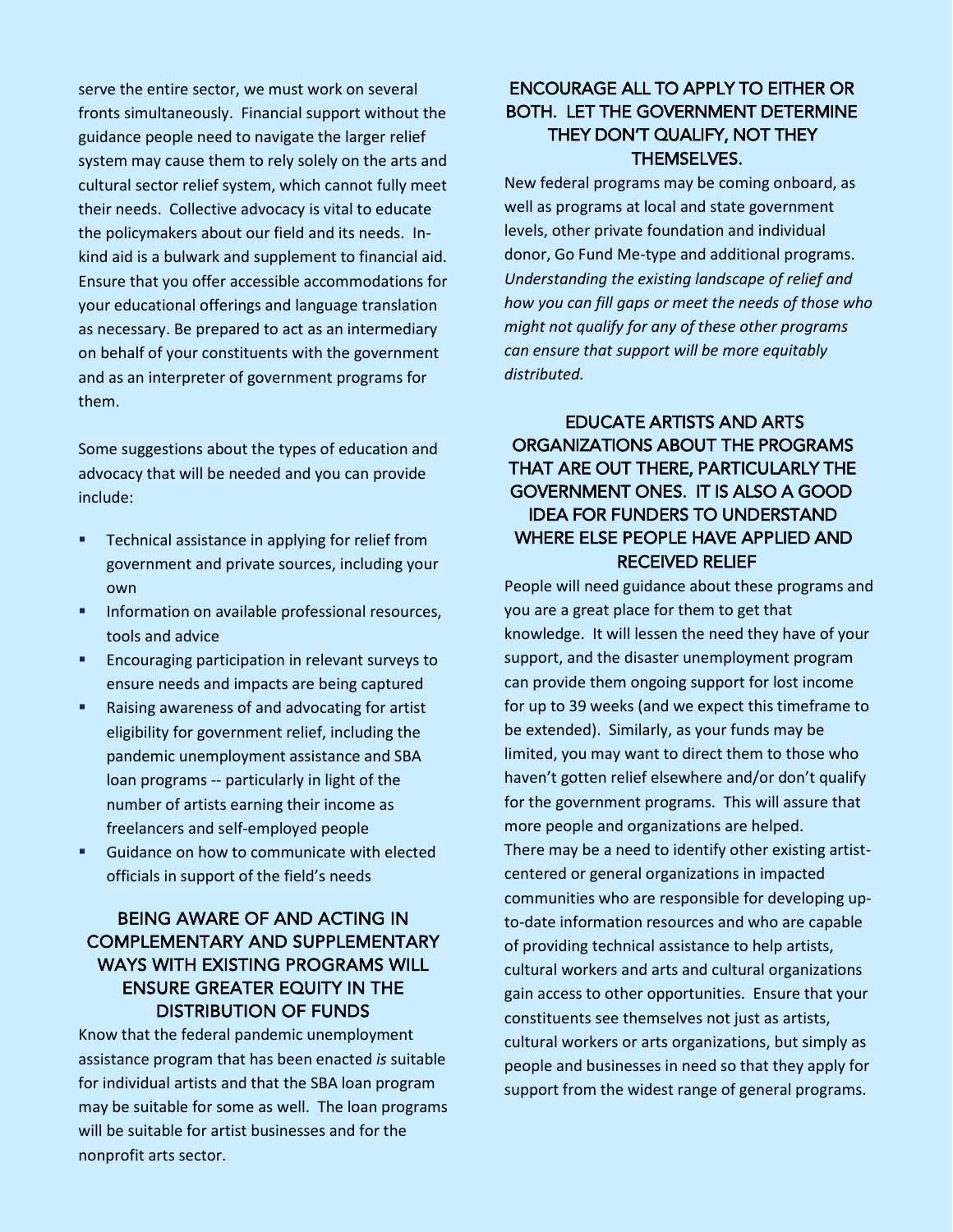serve the entire sector, we must work on several fronts simultaneously. Financial support without the guidance people need to navigate the larger relief system may cause them to rely solely on the arts and cultural sector relief system, which cannot fully meet their needs. Collective advocacy is vital to educate the policymakers about our field and its needs. In-kind aid is a bulwark and supplement to financial aid. Ensure that you offer accessible accommodations for your educational offerings and language translation as necessary. Be prepared to act as an intermediary on behalf of your constituents with the government and as an interpreter of government programs for them.

Some suggestions about the types of education and advocacy that will be needed and you can provide include:

- Technical assistance in applying for relief from government and private sources, including your own
- Information on available professional resources, tools and advice
- Encouraging participation in relevant surveys to ensure needs and impacts are being captured
- Raising awareness of and advocating for artist eligibility for government relief, including the pandemic unemployment assistance and SBA loan programs -- particularly in light of the number of artists earning their income as freelancers and self-employed people
- Guidance on how to communicate with elected officials in support of the field's needs

## BEING AWARE OF AND ACTING IN COMPLEMENTARY AND SUPPLEMENTARY WAYS WITH EXISTING PROGRAMS WILL ENSURE GREATER EQUITY IN THE DISTRIBUTION OF FUNDS

Know that the federal pandemic unemployment assistance program that has been enacted *is* suitable for individual artists and that the SBA loan program may be suitable for some as well. The loan programs will be suitable for artist businesses and for the nonprofit arts sector.

## ENCOURAGE ALL TO APPLY TO EITHER OR BOTH. LET THE GOVERNMENT DETERMINE THEY DON'T QUALIFY, NOT THEY THEMSELVES.

New federal programs may be coming onboard, as well as programs at local and state government levels, other private foundation and individual donor, Go Fund Me-type and additional programs. *Understanding the existing landscape of relief and how you can fill gaps or meet the needs of those who might not qualify for any of these other programs can ensure that support will be more equitably distributed.*

## EDUCATE ARTISTS AND ARTS ORGANIZATIONS ABOUT THE PROGRAMS THAT ARE OUT THERE, PARTICULARLY THE GOVERNMENT ONES. IT IS ALSO A GOOD IDEA FOR FUNDERS TO UNDERSTAND WHERE ELSE PEOPLE HAVE APPLIED AND RECEIVED RELIEF

People will need guidance about these programs and you are a great place for them to get that knowledge. It will lessen the need they have of your support, and the disaster unemployment program can provide them ongoing support for lost income for up to 39 weeks (and we expect this timeframe to be extended). Similarly, as your funds may be limited, you may want to direct them to those who haven't gotten relief elsewhere and/or don't qualify for the government programs. This will assure that more people and organizations are helped.

There may be a need to identify other existing artist-centered or general organizations in impacted communities who are responsible for developing up-to-date information resources and who are capable of providing technical assistance to help artists, cultural workers and arts and cultural organizations gain access to other opportunities. Ensure that your constituents see themselves not just as artists, cultural workers or arts organizations, but simply as people and businesses in need so that they apply for support from the widest range of general programs.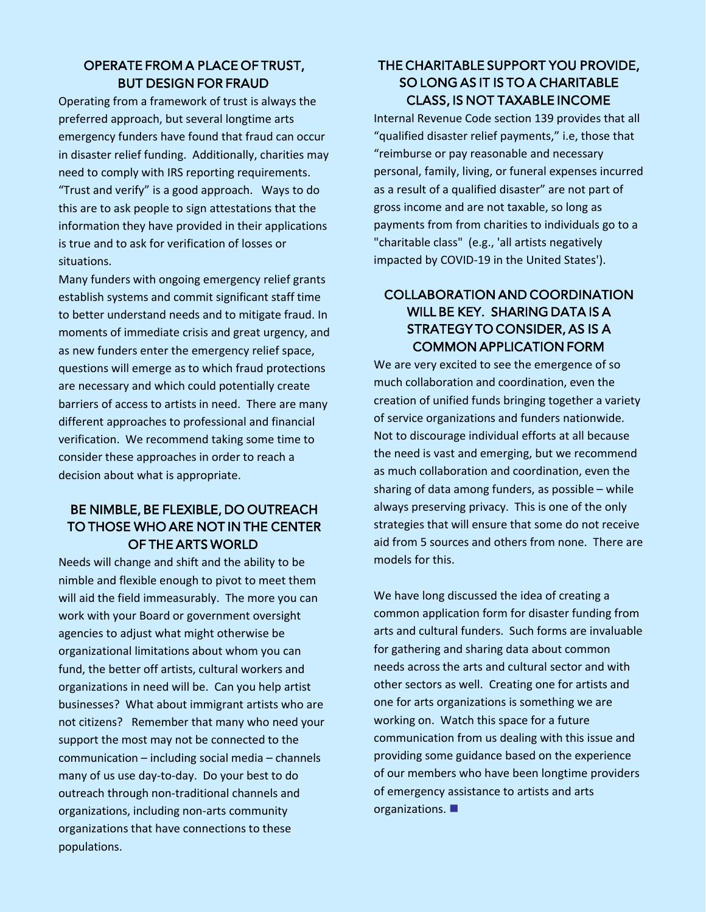## OPERATE FROM A PLACE OF TRUST, BUT DESIGN FOR FRAUD

Operating from a framework of trust is always the preferred approach, but several longtime arts emergency funders have found that fraud can occur in disaster relief funding. Additionally, charities may need to comply with IRS reporting requirements. "Trust and verify" is a good approach. Ways to do this are to ask people to sign attestations that the information they have provided in their applications is true and to ask for verification of losses or situations.

Many funders with ongoing emergency relief grants establish systems and commit significant staff time to better understand needs and to mitigate fraud. In moments of immediate crisis and great urgency, and as new funders enter the emergency relief space, questions will emerge as to which fraud protections are necessary and which could potentially create barriers of access to artists in need. There are many different approaches to professional and financial verification. We recommend taking some time to consider these approaches in order to reach a decision about what is appropriate.

## BE NIMBLE, BE FLEXIBLE, DO OUTREACH TO THOSE WHO ARE NOT IN THE CENTER OF THE ARTS WORLD

Needs will change and shift and the ability to be nimble and flexible enough to pivot to meet them will aid the field immeasurably. The more you can work with your Board or government oversight agencies to adjust what might otherwise be organizational limitations about whom you can fund, the better off artists, cultural workers and organizations in need will be. Can you help artist businesses? What about immigrant artists who are not citizens? Remember that many who need your support the most may not be connected to the communication – including social media – channels many of us use day-to-day. Do your best to do outreach through non-traditional channels and organizations, including non-arts community organizations that have connections to these populations.

## THE CHARITABLE SUPPORT YOU PROVIDE, SO LONG AS IT IS TO A CHARITABLE CLASS, IS NOT TAXABLE INCOME

Internal Revenue Code section 139 provides that all "qualified disaster relief payments," i.e, those that "reimburse or pay reasonable and necessary personal, family, living, or funeral expenses incurred as a result of a qualified disaster" are not part of gross income and are not taxable, so long as payments from from charities to individuals go to a "charitable class" (e.g., 'all artists negatively impacted by COVID-19 in the United States').

## COLLABORATION AND COORDINATION WILL BE KEY. SHARING DATA IS A STRATEGY TO CONSIDER, AS IS A COMMON APPLICATION FORM

We are very excited to see the emergence of so much collaboration and coordination, even the creation of unified funds bringing together a variety of service organizations and funders nationwide. Not to discourage individual efforts at all because the need is vast and emerging, but we recommend as much collaboration and coordination, even the sharing of data among funders, as possible – while always preserving privacy. This is one of the only strategies that will ensure that some do not receive aid from 5 sources and others from none. There are models for this.

We have long discussed the idea of creating a common application form for disaster funding from arts and cultural funders. Such forms are invaluable for gathering and sharing data about common needs across the arts and cultural sector and with other sectors as well. Creating one for artists and one for arts organizations is something we are working on. Watch this space for a future communication from us dealing with this issue and providing some guidance based on the experience of our members who have been longtime providers of emergency assistance to artists and arts organizations. ■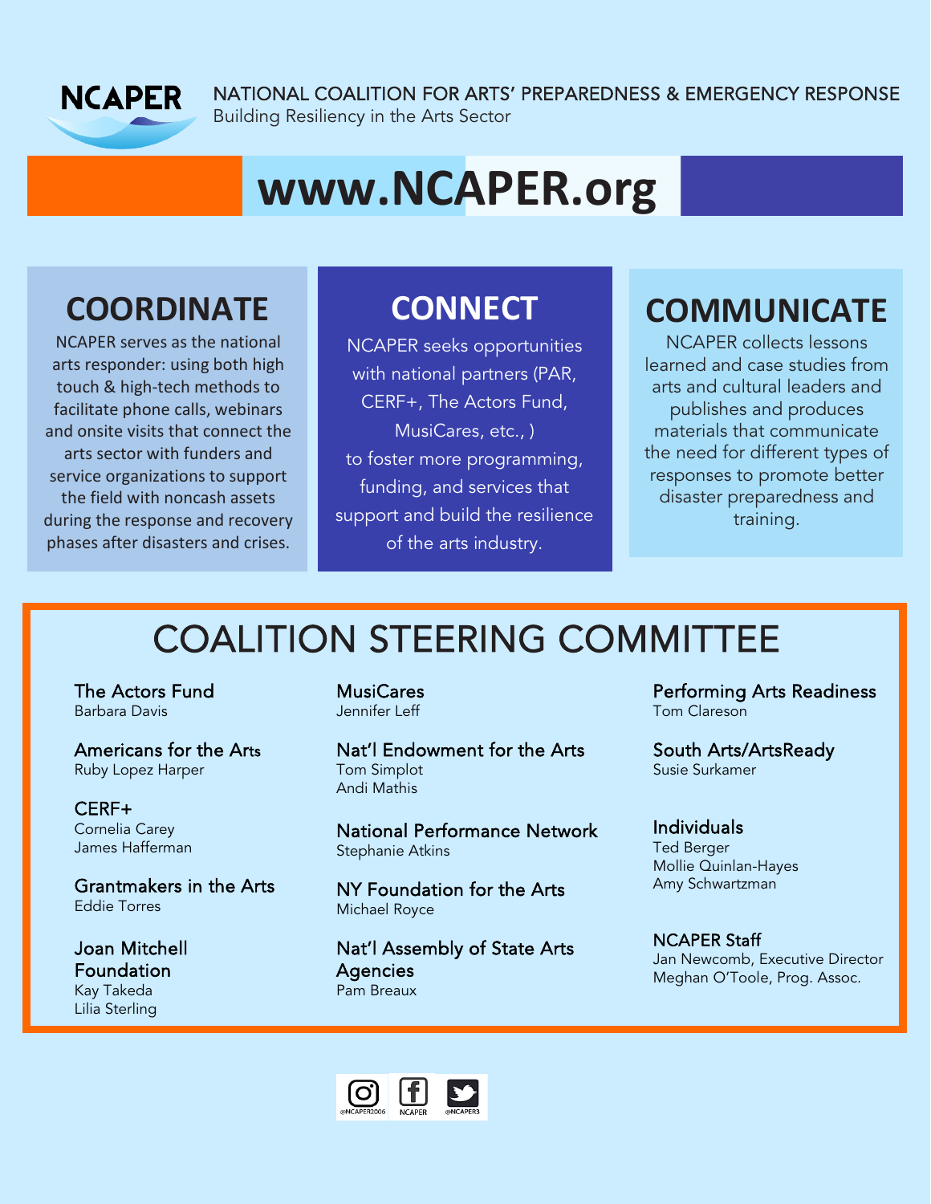NCAPER

NATIONAL COALITION FOR ARTS' PREPAREDNESS & EMERGENCY RESPONSE
Building Resiliency in the Arts Sector

# www.NCAPER.org

## COORDINATE

NCAPER serves as the national arts responder: using both high touch & high-tech methods to facilitate phone calls, webinars and onsite visits that connect the arts sector with funders and service organizations to support the field with noncash assets during the response and recovery phases after disasters and crises.

## CONNECT

NCAPER seeks opportunities with national partners (PAR, CERF+, The Actors Fund, MusiCares, etc., ) to foster more programming, funding, and services that support and build the resilience of the arts industry.

## COMMUNICATE

NCAPER collects lessons learned and case studies from arts and cultural leaders and publishes and produces materials that communicate the need for different types of responses to promote better disaster preparedness and training.

## COALITION STEERING COMMITTEE

**The Actors Fund**
Barbara Davis

**Americans for the Arts**
Ruby Lopez Harper

**CERF+**
Cornelia Carey
James Hafferman

**Grantmakers in the Arts**
Eddie Torres

**Joan Mitchell Foundation**
Kay Takeda
Lilia Sterling

**MusiCares**
Jennifer Leff

**Nat'l Endowment for the Arts**
Tom Simplot
Andi Mathis

**National Performance Network**
Stephanie Atkins

**NY Foundation for the Arts**
Michael Royce

**Nat'l Assembly of State Arts Agencies**
Pam Breaux

**Performing Arts Readiness**
Tom Clareson

**South Arts/ArtsReady**
Susie Surkamer

**Individuals**
Ted Berger
Mollie Quinlan-Hayes
Amy Schwartzman

**NCAPER Staff**
Jan Newcomb, Executive Director
Meghan O'Toole, Prog. Assoc.

@NCAPER2006 NCAPER @NCAPER3